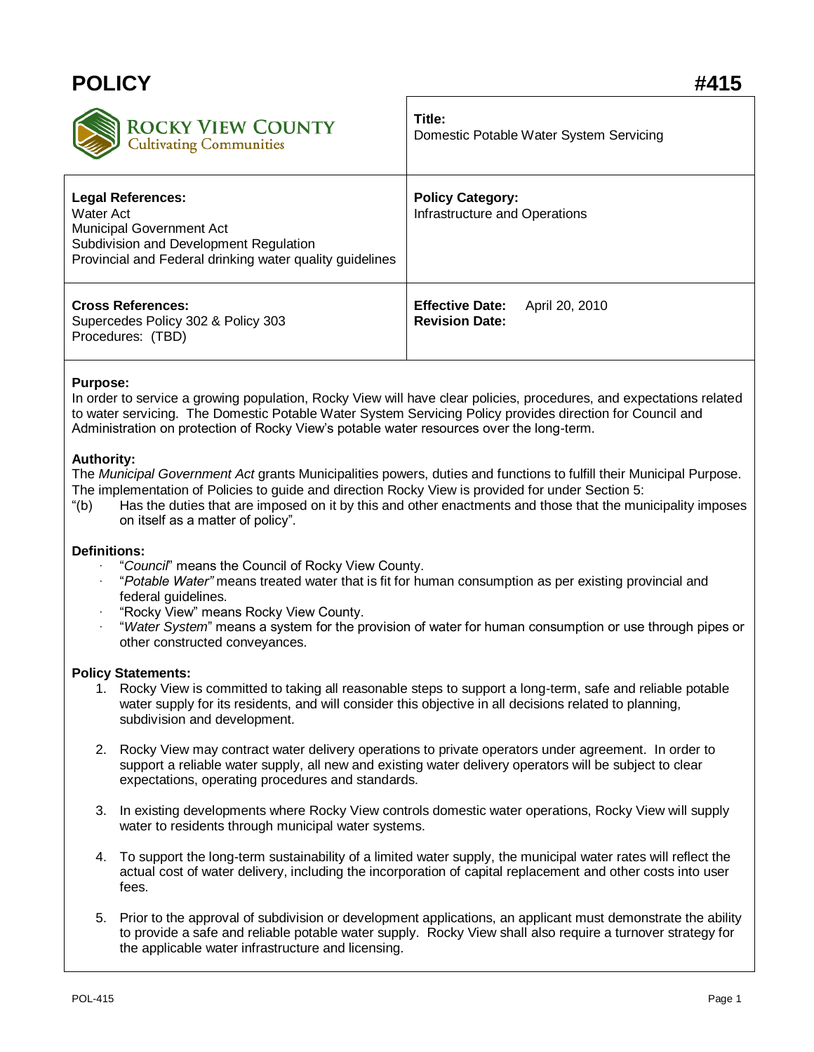# POLICY #415

| ROCKY VIEW COUNTY Cultivating Communities | **Title:** Domestic Potable Water System Servicing |
|---|---|
| **Legal References:** Water Act Municipal Government Act Subdivision and Development Regulation Provincial and Federal drinking water quality guidelines | **Policy Category:** Infrastructure and Operations |
| **Cross References:** Supercedes Policy 302 & Policy 303 Procedures: (TBD) | **Effective Date:** April 20, 2010 **Revision Date:** |

**Purpose:**
In order to service a growing population, Rocky View will have clear policies, procedures, and expectations related to water servicing. The Domestic Potable Water System Servicing Policy provides direction for Council and Administration on protection of Rocky View's potable water resources over the long-term.

**Authority:**
The *Municipal Government Act* grants Municipalities powers, duties and functions to fulfill their Municipal Purpose. The implementation of Policies to guide and direction Rocky View is provided for under Section 5:

"(b) Has the duties that are imposed on it by this and other enactments and those that the municipality imposes on itself as a matter of policy".

**Definitions:**

- "*Council*" means the Council of Rocky View County.
- "*Potable Water"* means treated water that is fit for human consumption as per existing provincial and federal guidelines.
- "Rocky View" means Rocky View County.
- "*Water System*" means a system for the provision of water for human consumption or use through pipes or other constructed conveyances.

**Policy Statements:**

1. Rocky View is committed to taking all reasonable steps to support a long-term, safe and reliable potable water supply for its residents, and will consider this objective in all decisions related to planning, subdivision and development.

2. Rocky View may contract water delivery operations to private operators under agreement. In order to support a reliable water supply, all new and existing water delivery operators will be subject to clear expectations, operating procedures and standards.

3. In existing developments where Rocky View controls domestic water operations, Rocky View will supply water to residents through municipal water systems.

4. To support the long-term sustainability of a limited water supply, the municipal water rates will reflect the actual cost of water delivery, including the incorporation of capital replacement and other costs into user fees.

5. Prior to the approval of subdivision or development applications, an applicant must demonstrate the ability to provide a safe and reliable potable water supply. Rocky View shall also require a turnover strategy for the applicable water infrastructure and licensing.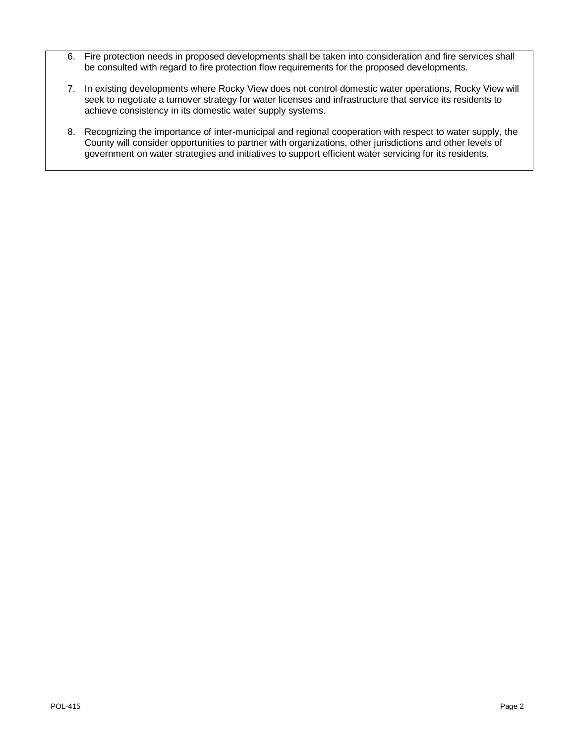6. Fire protection needs in proposed developments shall be taken into consideration and fire services shall be consulted with regard to fire protection flow requirements for the proposed developments.

7. In existing developments where Rocky View does not control domestic water operations, Rocky View will seek to negotiate a turnover strategy for water licenses and infrastructure that service its residents to achieve consistency in its domestic water supply systems.

8. Recognizing the importance of inter-municipal and regional cooperation with respect to water supply, the County will consider opportunities to partner with organizations, other jurisdictions and other levels of government on water strategies and initiatives to support efficient water servicing for its residents.